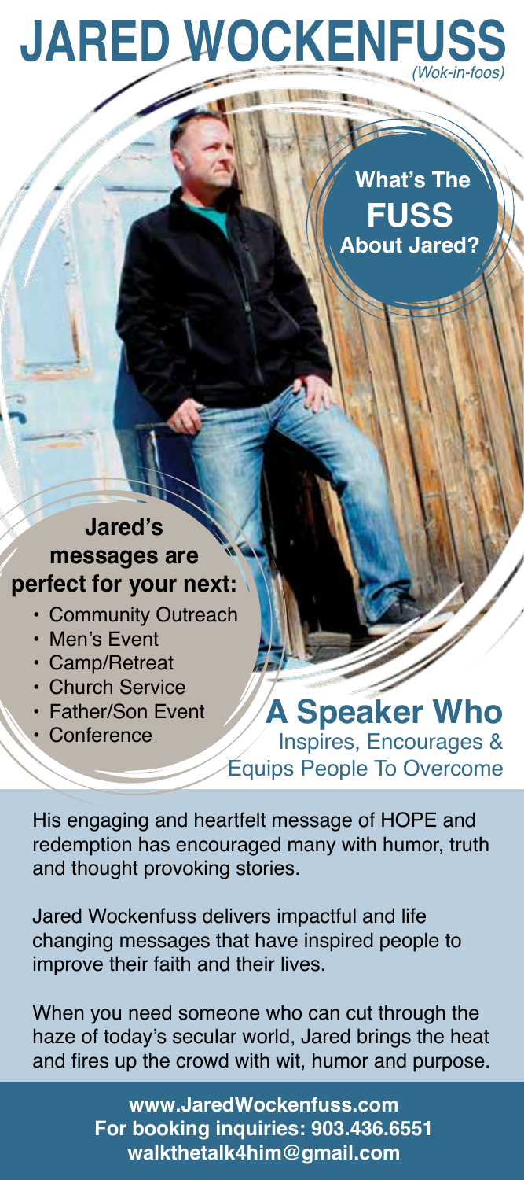# JARED WOCKENFUSS

*(Wok-in-foos)*

**What's The FUSS About Jared?**

**Jared's messages are perfect for your next:**

- Community Outreach
- Men's Event
- Camp/Retreat
- Church Service
- Father/Son Event
- Conference

## A Speaker Who

Inspires, Encourages & Equips People To Overcome

His engaging and heartfelt message of HOPE and redemption has encouraged many with humor, truth and thought provoking stories.

Jared Wockenfuss delivers impactful and life changing messages that have inspired people to improve their faith and their lives.

When you need someone who can cut through the haze of today's secular world, Jared brings the heat and fires up the crowd with wit, humor and purpose.

**www.JaredWockenfuss.com**
**For booking inquiries: 903.436.6551**
**walkthetalk4him@gmail.com**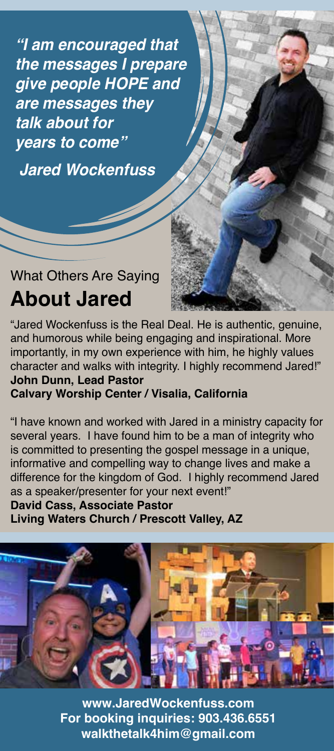***"I am encouraged that the messages I prepare give people HOPE and are messages they talk about for years to come"***

***Jared Wockenfuss***

What Others Are Saying

## About Jared

"Jared Wockenfuss is the Real Deal. He is authentic, genuine, and humorous while being engaging and inspirational. More importantly, in my own experience with him, he highly values character and walks with integrity. I highly recommend Jared!"
**John Dunn, Lead Pastor**
**Calvary Worship Center / Visalia, California**

"I have known and worked with Jared in a ministry capacity for several years. I have found him to be a man of integrity who is committed to presenting the gospel message in a unique, informative and compelling way to change lives and make a difference for the kingdom of God. I highly recommend Jared as a speaker/presenter for your next event!"
**David Cass, Associate Pastor**
**Living Waters Church / Prescott Valley, AZ**

**www.JaredWockenfuss.com**
**For booking inquiries: 903.436.6551**
**walkthetalk4him@gmail.com**